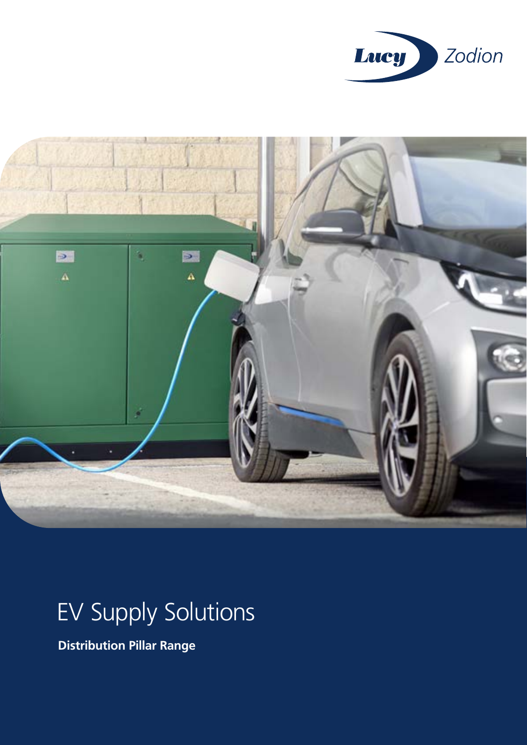Lucy Zodion

# EV Supply Solutions

**Distribution Pillar Range**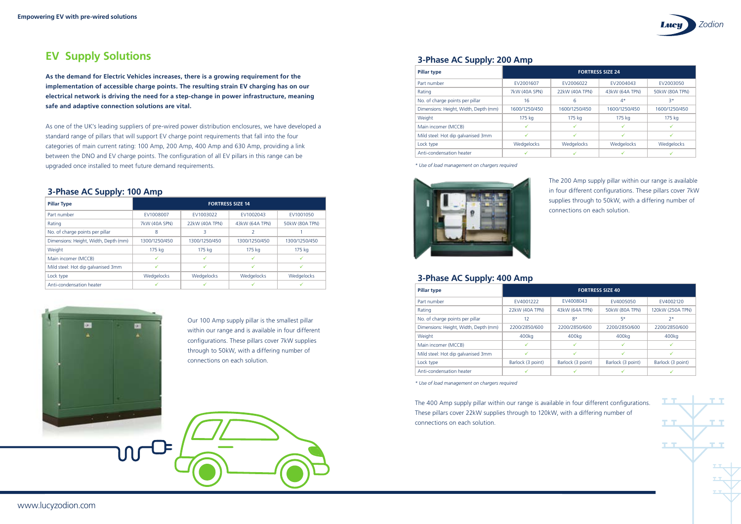# EV Supply Solutions

**As the demand for Electric Vehicles increases, there is a growing requirement for the implementation of accessible charge points. The resulting strain EV charging has on our electrical network is driving the need for a step-change in power infrastructure, meaning safe and adaptive connection solutions are vital.**

As one of the UK's leading suppliers of pre-wired power distribution enclosures, we have developed a standard range of pillars that will support EV charge point requirements that fall into the four categories of main current rating: 100 Amp, 200 Amp, 400 Amp and 630 Amp, providing a link between the DNO and EV charge points. The configuration of all EV pillars in this range can be upgraded once installed to meet future demand requirements.

## 3-Phase AC Supply: 100 Amp

| Pillar Type | FORTRESS SIZE 14 | | | |
|---|---|---|---|---|
| Part number | EV1008007 | EV1003022 | EV1002043 | EV1001050 |
| Rating | 7kW (40A SPN) | 22kW (40A TPN) | 43kW (64A TPN) | 50kW (80A TPN) |
| No. of charge points per pillar | 8 | 3 | 2 | 1 |
| Dimensions: Height, Width, Depth (mm) | 1300/1250/450 | 1300/1250/450 | 1300/1250/450 | 1300/1250/450 |
| Weight | 175 kg | 175 kg | 175 kg | 175 kg |
| Main incomer (MCCB) | ✓ | ✓ | ✓ | ✓ |
| Mild steel: Hot dip galvanised 3mm | ✓ | ✓ | ✓ | ✓ |
| Lock type | Wedgelocks | Wedgelocks | Wedgelocks | Wedgelocks |
| Anti-condensation heater | ✓ | ✓ | ✓ | ✓ |

Our 100 Amp supply pillar is the smallest pillar within our range and is available in four different configurations. These pillars cover 7kW supplies through to 50kW, with a differing number of connections on each solution.

## 3-Phase AC Supply: 200 Amp

| Pillar type | FORTRESS SIZE 24 | | | |
|---|---|---|---|---|
| Part number | EV2001607 | EV2006022 | EV2004043 | EV2003050 |
| Rating | 7kW (40A SPN) | 22kW (40A TPN) | 43kW (64A TPN) | 50kW (80A TPN) |
| No. of charge points per pillar | 16 | 6 | 4* | 3* |
| Dimensions: Height, Width, Depth (mm) | 1600/1250/450 | 1600/1250/450 | 1600/1250/450 | 1600/1250/450 |
| Weight | 175 kg | 175 kg | 175 kg | 175 kg |
| Main incomer (MCCB) | ✓ | ✓ | ✓ | ✓ |
| Mild steel: Hot dip galvanised 3mm | ✓ | ✓ | ✓ | ✓ |
| Lock type | Wedgelocks | Wedgelocks | Wedgelocks | Wedgelocks |
| Anti-condensation heater | ✓ | ✓ | ✓ | ✓ |

*\* Use of load management on chargers required*

The 200 Amp supply pillar within our range is available in four different configurations. These pillars cover 7kW supplies through to 50kW, with a differing number of connections on each solution.

## 3-Phase AC Supply: 400 Amp

| Pillar type | FORTRESS SIZE 40 | | | |
|---|---|---|---|---|
| Part number | EV4001222 | EV4008043 | EV4005050 | EV4002120 |
| Rating | 22kW (40A TPN) | 43kW (64A TPN) | 50kW (80A TPN) | 120kW (250A TPN) |
| No. of charge points per pillar | 12 | 8* | 5* | 2* |
| Dimensions: Height, Width, Depth (mm) | 2200/2850/600 | 2200/2850/600 | 2200/2850/600 | 2200/2850/600 |
| Weight | 400kg | 400kg | 400kg | 400kg |
| Main incomer (MCCB) | ✓ | ✓ | ✓ | ✓ |
| Mild steel: Hot dip galvanised 3mm | ✓ | ✓ | ✓ | ✓ |
| Lock type | Barlock (3 point) | Barlock (3 point) | Barlock (3 point) | Barlock (3 point) |
| Anti-condensation heater | ✓ | ✓ | ✓ | ✓ |

*\* Use of load management on chargers required*

The 400 Amp supply pillar within our range is available in four different configurations. These pillars cover 22kW supplies through to 120kW, with a differing number of connections on each solution.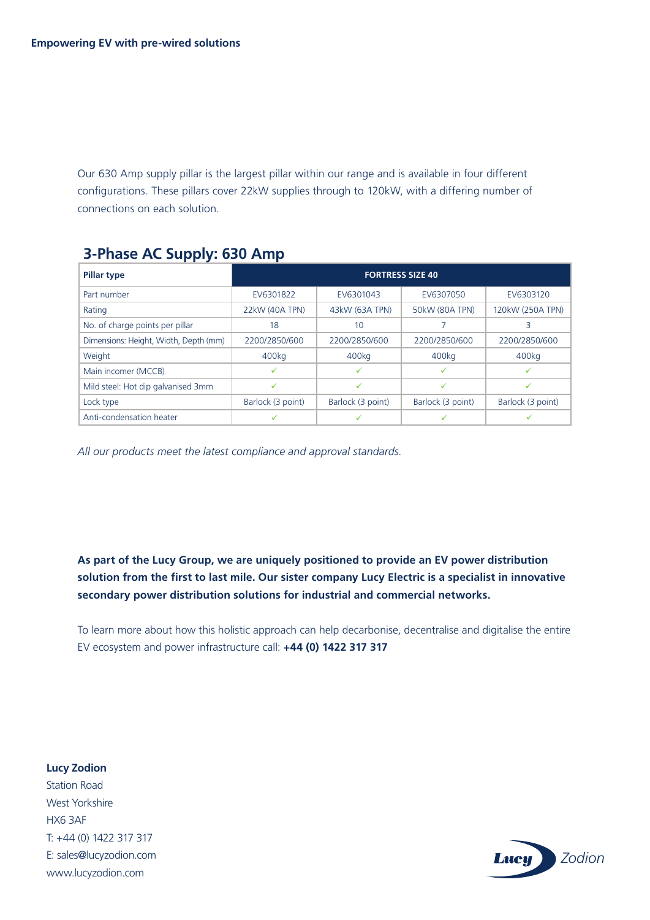Our 630 Amp supply pillar is the largest pillar within our range and is available in four different configurations. These pillars cover 22kW supplies through to 120kW, with a differing number of connections on each solution.

## 3-Phase AC Supply: 630 Amp

| Pillar type | FORTRESS SIZE 40 | | | |
|---|---|---|---|---|
| Part number | EV6301822 | EV6301043 | EV6307050 | EV6303120 |
| Rating | 22kW (40A TPN) | 43kW (63A TPN) | 50kW (80A TPN) | 120kW (250A TPN) |
| No. of charge points per pillar | 18 | 10 | 7 | 3 |
| Dimensions: Height, Width, Depth (mm) | 2200/2850/600 | 2200/2850/600 | 2200/2850/600 | 2200/2850/600 |
| Weight | 400kg | 400kg | 400kg | 400kg |
| Main incomer (MCCB) | ✓ | ✓ | ✓ | ✓ |
| Mild steel: Hot dip galvanised 3mm | ✓ | ✓ | ✓ | ✓ |
| Lock type | Barlock (3 point) | Barlock (3 point) | Barlock (3 point) | Barlock (3 point) |
| Anti-condensation heater | ✓ | ✓ | ✓ | ✓ |

*All our products meet the latest compliance and approval standards.*

**As part of the Lucy Group, we are uniquely positioned to provide an EV power distribution solution from the first to last mile. Our sister company Lucy Electric is a specialist in innovative secondary power distribution solutions for industrial and commercial networks.**

To learn more about how this holistic approach can help decarbonise, decentralise and digitalise the entire EV ecosystem and power infrastructure call: **+44 (0) 1422 317 317**

**Lucy Zodion**
Station Road
West Yorkshire
HX6 3AF
T: +44 (0) 1422 317 317
E: sales@lucyzodion.com
www.lucyzodion.com

Lucy Zodion